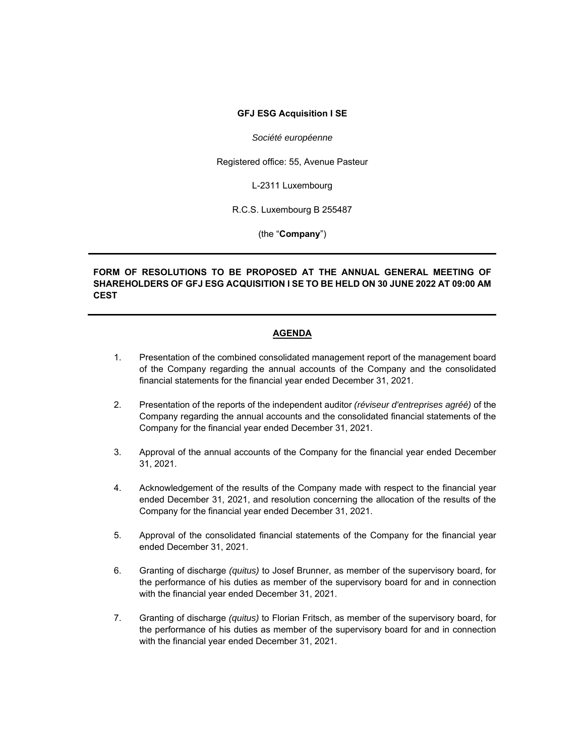**GFJ ESG Acquisition I SE**

*Société européenne*

Registered office: 55, Avenue Pasteur

L-2311 Luxembourg

R.C.S. Luxembourg B 255487

(the "**Company**")

---

**FORM OF RESOLUTIONS TO BE PROPOSED AT THE ANNUAL GENERAL MEETING OF SHAREHOLDERS OF GFJ ESG ACQUISITION I SE TO BE HELD ON 30 JUNE 2022 AT 09:00 AM CEST**

---

## AGENDA

1. Presentation of the combined consolidated management report of the management board of the Company regarding the annual accounts of the Company and the consolidated financial statements for the financial year ended December 31, 2021.

2. Presentation of the reports of the independent auditor *(réviseur d'entreprises agréé)* of the Company regarding the annual accounts and the consolidated financial statements of the Company for the financial year ended December 31, 2021.

3. Approval of the annual accounts of the Company for the financial year ended December 31, 2021.

4. Acknowledgement of the results of the Company made with respect to the financial year ended December 31, 2021, and resolution concerning the allocation of the results of the Company for the financial year ended December 31, 2021.

5. Approval of the consolidated financial statements of the Company for the financial year ended December 31, 2021.

6. Granting of discharge *(quitus)* to Josef Brunner, as member of the supervisory board, for the performance of his duties as member of the supervisory board for and in connection with the financial year ended December 31, 2021.

7. Granting of discharge *(quitus)* to Florian Fritsch, as member of the supervisory board, for the performance of his duties as member of the supervisory board for and in connection with the financial year ended December 31, 2021.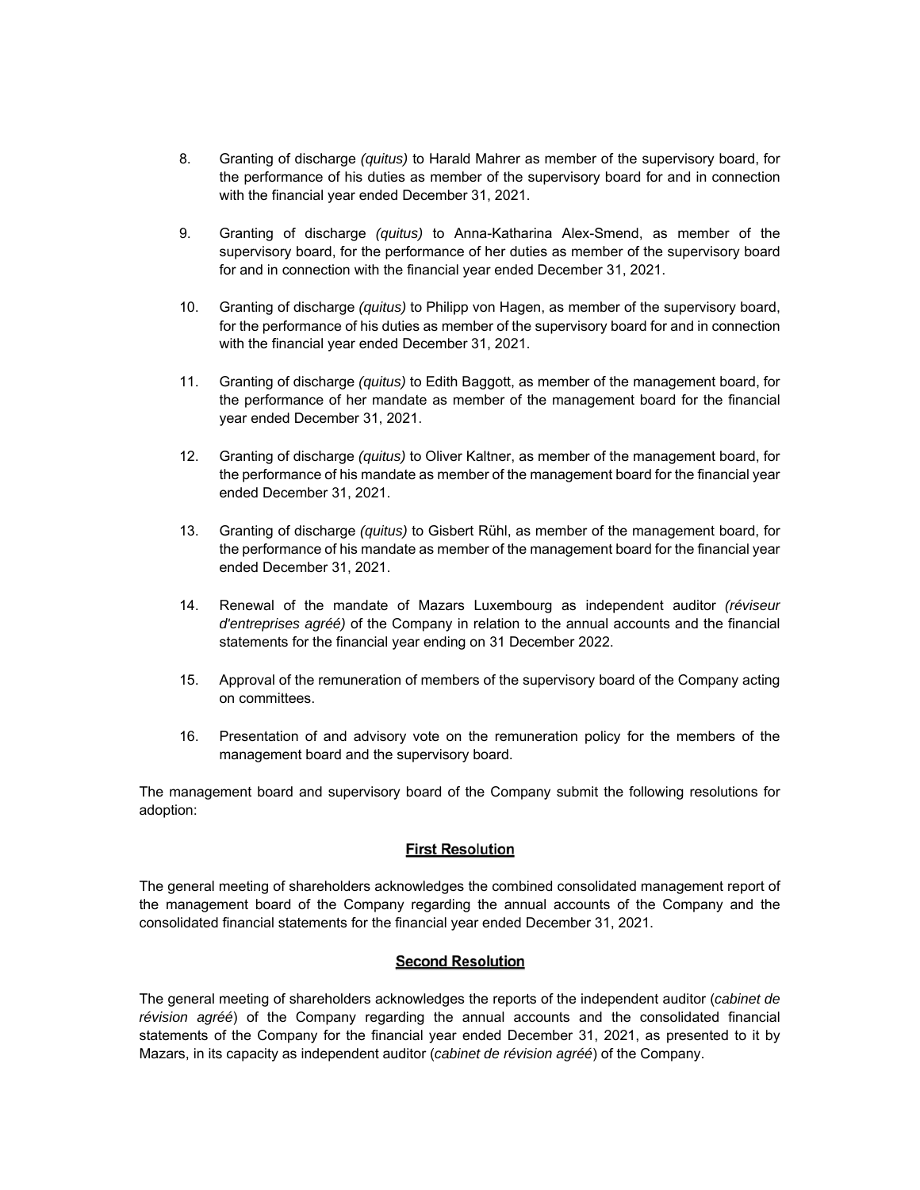8. Granting of discharge *(quitus)* to Harald Mahrer as member of the supervisory board, for the performance of his duties as member of the supervisory board for and in connection with the financial year ended December 31, 2021.

9. Granting of discharge *(quitus)* to Anna-Katharina Alex-Smend, as member of the supervisory board, for the performance of her duties as member of the supervisory board for and in connection with the financial year ended December 31, 2021.

10. Granting of discharge *(quitus)* to Philipp von Hagen, as member of the supervisory board, for the performance of his duties as member of the supervisory board for and in connection with the financial year ended December 31, 2021.

11. Granting of discharge *(quitus)* to Edith Baggott, as member of the management board, for the performance of her mandate as member of the management board for the financial year ended December 31, 2021.

12. Granting of discharge *(quitus)* to Oliver Kaltner, as member of the management board, for the performance of his mandate as member of the management board for the financial year ended December 31, 2021.

13. Granting of discharge *(quitus)* to Gisbert Rühl, as member of the management board, for the performance of his mandate as member of the management board for the financial year ended December 31, 2021.

14. Renewal of the mandate of Mazars Luxembourg as independent auditor *(réviseur d'entreprises agréé)* of the Company in relation to the annual accounts and the financial statements for the financial year ending on 31 December 2022.

15. Approval of the remuneration of members of the supervisory board of the Company acting on committees.

16. Presentation of and advisory vote on the remuneration policy for the members of the management board and the supervisory board.

The management board and supervisory board of the Company submit the following resolutions for adoption:

**<u>First Resolution</u>**

The general meeting of shareholders acknowledges the combined consolidated management report of the management board of the Company regarding the annual accounts of the Company and the consolidated financial statements for the financial year ended December 31, 2021.

**<u>Second Resolution</u>**

The general meeting of shareholders acknowledges the reports of the independent auditor (*cabinet de révision agréé*) of the Company regarding the annual accounts and the consolidated financial statements of the Company for the financial year ended December 31, 2021, as presented to it by Mazars, in its capacity as independent auditor (*cabinet de révision agréé*) of the Company.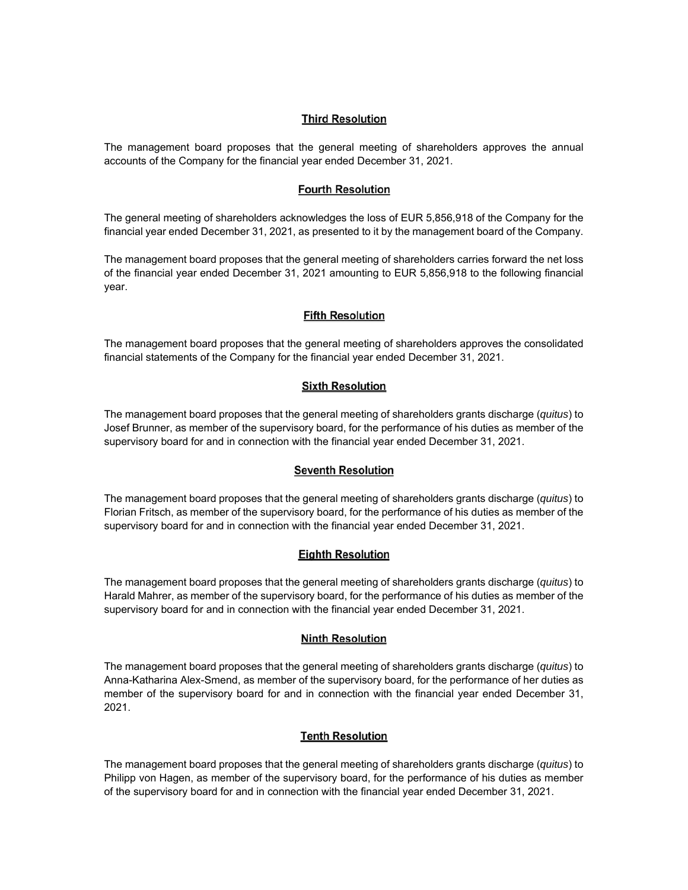**Third Resolution**

The management board proposes that the general meeting of shareholders approves the annual accounts of the Company for the financial year ended December 31, 2021.

**Fourth Resolution**

The general meeting of shareholders acknowledges the loss of EUR 5,856,918 of the Company for the financial year ended December 31, 2021, as presented to it by the management board of the Company.

The management board proposes that the general meeting of shareholders carries forward the net loss of the financial year ended December 31, 2021 amounting to EUR 5,856,918 to the following financial year.

**Fifth Resolution**

The management board proposes that the general meeting of shareholders approves the consolidated financial statements of the Company for the financial year ended December 31, 2021.

**Sixth Resolution**

The management board proposes that the general meeting of shareholders grants discharge (*quitus*) to Josef Brunner, as member of the supervisory board, for the performance of his duties as member of the supervisory board for and in connection with the financial year ended December 31, 2021.

**Seventh Resolution**

The management board proposes that the general meeting of shareholders grants discharge (*quitus*) to Florian Fritsch, as member of the supervisory board, for the performance of his duties as member of the supervisory board for and in connection with the financial year ended December 31, 2021.

**Eighth Resolution**

The management board proposes that the general meeting of shareholders grants discharge (*quitus*) to Harald Mahrer, as member of the supervisory board, for the performance of his duties as member of the supervisory board for and in connection with the financial year ended December 31, 2021.

**Ninth Resolution**

The management board proposes that the general meeting of shareholders grants discharge (*quitus*) to Anna-Katharina Alex-Smend, as member of the supervisory board, for the performance of her duties as member of the supervisory board for and in connection with the financial year ended December 31, 2021.

**Tenth Resolution**

The management board proposes that the general meeting of shareholders grants discharge (*quitus*) to Philipp von Hagen, as member of the supervisory board, for the performance of his duties as member of the supervisory board for and in connection with the financial year ended December 31, 2021.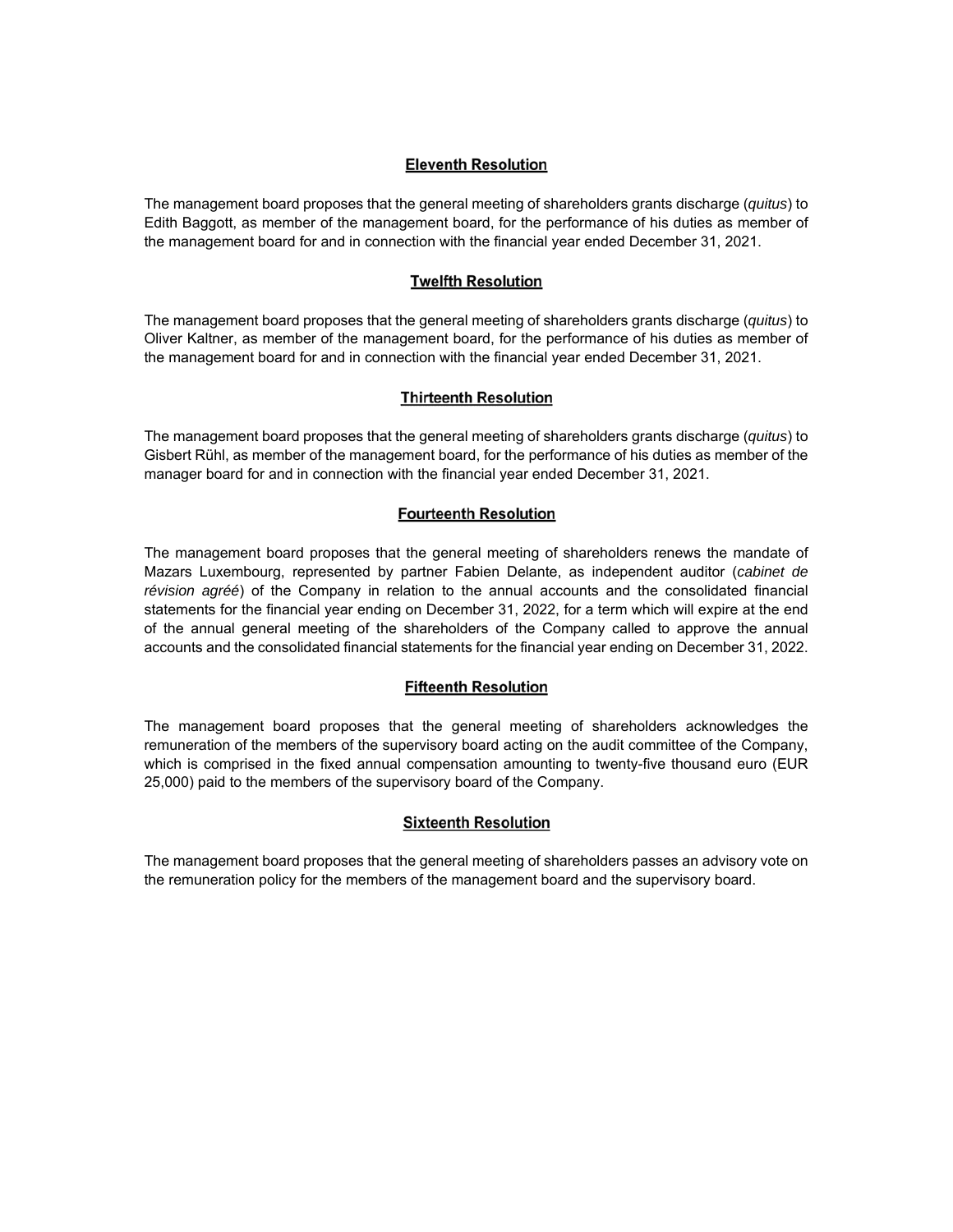## Eleventh Resolution

The management board proposes that the general meeting of shareholders grants discharge (*quitus*) to Edith Baggott, as member of the management board, for the performance of his duties as member of the management board for and in connection with the financial year ended December 31, 2021.

## Twelfth Resolution

The management board proposes that the general meeting of shareholders grants discharge (*quitus*) to Oliver Kaltner, as member of the management board, for the performance of his duties as member of the management board for and in connection with the financial year ended December 31, 2021.

## Thirteenth Resolution

The management board proposes that the general meeting of shareholders grants discharge (*quitus*) to Gisbert Rühl, as member of the management board, for the performance of his duties as member of the manager board for and in connection with the financial year ended December 31, 2021.

## Fourteenth Resolution

The management board proposes that the general meeting of shareholders renews the mandate of Mazars Luxembourg, represented by partner Fabien Delante, as independent auditor (*cabinet de révision agréé*) of the Company in relation to the annual accounts and the consolidated financial statements for the financial year ending on December 31, 2022, for a term which will expire at the end of the annual general meeting of the shareholders of the Company called to approve the annual accounts and the consolidated financial statements for the financial year ending on December 31, 2022.

## Fifteenth Resolution

The management board proposes that the general meeting of shareholders acknowledges the remuneration of the members of the supervisory board acting on the audit committee of the Company, which is comprised in the fixed annual compensation amounting to twenty-five thousand euro (EUR 25,000) paid to the members of the supervisory board of the Company.

## Sixteenth Resolution

The management board proposes that the general meeting of shareholders passes an advisory vote on the remuneration policy for the members of the management board and the supervisory board.